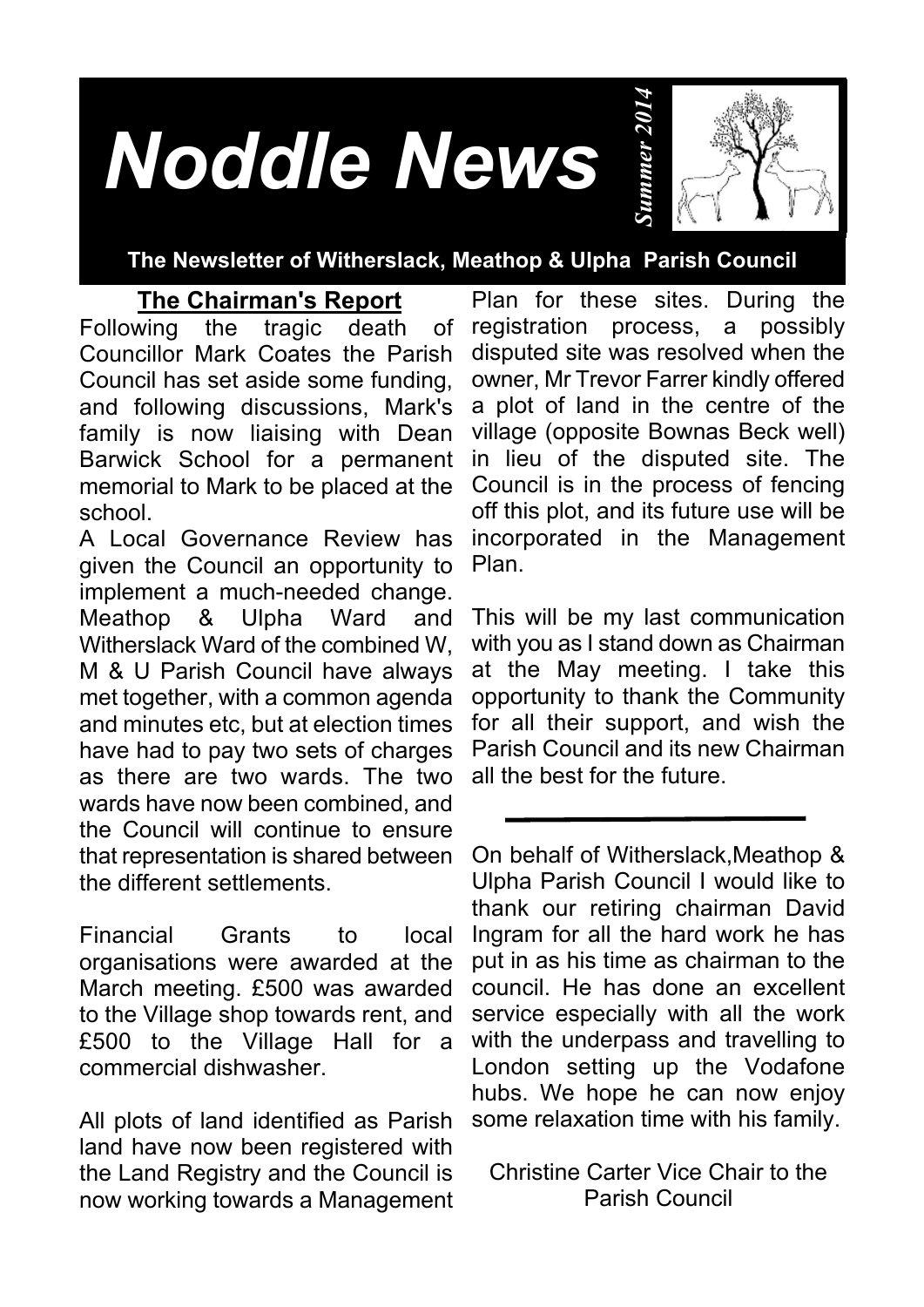# Noddle News

*Summer 2014*

**The Newsletter of Witherslack, Meathop & Ulpha Parish Council**

## The Chairman's Report

Following the tragic death of Councillor Mark Coates the Parish Council has set aside some funding, and following discussions, Mark's family is now liaising with Dean Barwick School for a permanent memorial to Mark to be placed at the school.

A Local Governance Review has given the Council an opportunity to implement a much-needed change. Meathop & Ulpha Ward and Witherslack Ward of the combined W, M & U Parish Council have always met together, with a common agenda and minutes etc, but at election times have had to pay two sets of charges as there are two wards. The two wards have now been combined, and the Council will continue to ensure that representation is shared between the different settlements.

Financial Grants to local organisations were awarded at the March meeting. £500 was awarded to the Village shop towards rent, and £500 to the Village Hall for a commercial dishwasher.

All plots of land identified as Parish land have now been registered with the Land Registry and the Council is now working towards a Management Plan for these sites. During the registration process, a possibly disputed site was resolved when the owner, Mr Trevor Farrer kindly offered a plot of land in the centre of the village (opposite Bownas Beck well) in lieu of the disputed site. The Council is in the process of fencing off this plot, and its future use will be incorporated in the Management Plan.

This will be my last communication with you as I stand down as Chairman at the May meeting. I take this opportunity to thank the Community for all their support, and wish the Parish Council and its new Chairman all the best for the future.

---

On behalf of Witherslack,Meathop & Ulpha Parish Council I would like to thank our retiring chairman David Ingram for all the hard work he has put in as his time as chairman to the council. He has done an excellent service especially with all the work with the underpass and travelling to London setting up the Vodafone hubs. We hope he can now enjoy some relaxation time with his family.

Christine Carter Vice Chair to the Parish Council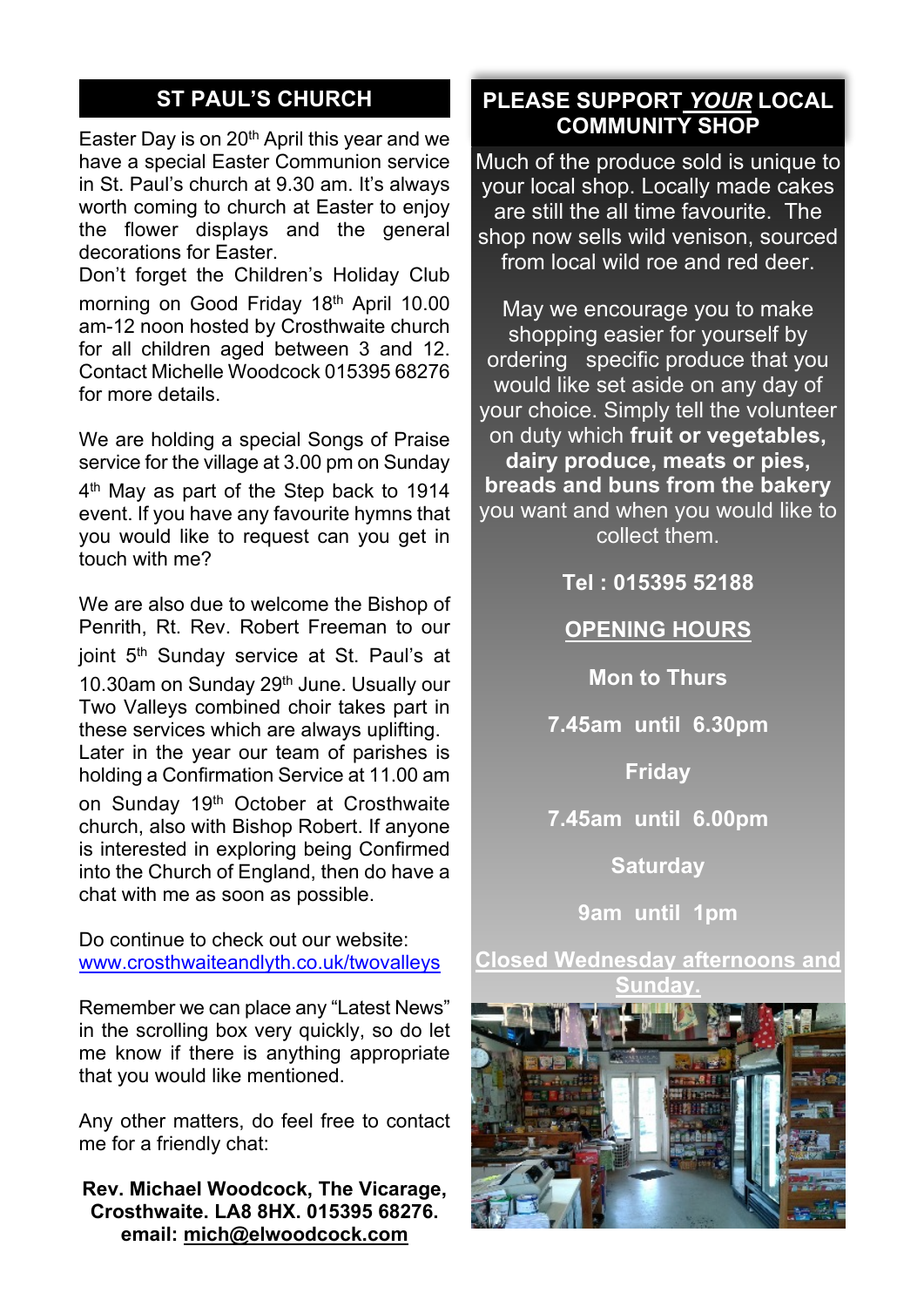## ST PAUL'S CHURCH

Easter Day is on 20th April this year and we have a special Easter Communion service in St. Paul's church at 9.30 am. It's always worth coming to church at Easter to enjoy the flower displays and the general decorations for Easter.

Don't forget the Children's Holiday Club morning on Good Friday 18th April 10.00 am-12 noon hosted by Crosthwaite church for all children aged between 3 and 12. Contact Michelle Woodcock 015395 68276 for more details.

We are holding a special Songs of Praise service for the village at 3.00 pm on Sunday 4th May as part of the Step back to 1914 event. If you have any favourite hymns that you would like to request can you get in touch with me?

We are also due to welcome the Bishop of Penrith, Rt. Rev. Robert Freeman to our joint 5th Sunday service at St. Paul's at 10.30am on Sunday 29th June. Usually our Two Valleys combined choir takes part in these services which are always uplifting. Later in the year our team of parishes is holding a Confirmation Service at 11.00 am on Sunday 19th October at Crosthwaite church, also with Bishop Robert. If anyone is interested in exploring being Confirmed into the Church of England, then do have a chat with me as soon as possible.

Do continue to check out our website: www.crosthwaiteandlyth.co.uk/twovalleys

Remember we can place any "Latest News" in the scrolling box very quickly, so do let me know if there is anything appropriate that you would like mentioned.

Any other matters, do feel free to contact me for a friendly chat:

**Rev. Michael Woodcock, The Vicarage, Crosthwaite. LA8 8HX. 015395 68276. email: mich@elwoodcock.com**

## PLEASE SUPPORT *YOUR* LOCAL COMMUNITY SHOP

Much of the produce sold is unique to your local shop. Locally made cakes are still the all time favourite. The shop now sells wild venison, sourced from local wild roe and red deer.

May we encourage you to make shopping easier for yourself by ordering specific produce that you would like set aside on any day of your choice. Simply tell the volunteer on duty which **fruit or vegetables, dairy produce, meats or pies, breads and buns from the bakery** you want and when you would like to collect them.

**Tel : 015395 52188**

**OPENING HOURS**

**Mon to Thurs**

**7.45am until 6.30pm**

**Friday**

**7.45am until 6.00pm**

**Saturday**

**9am until 1pm**

**Closed Wednesday afternoons and Sunday.**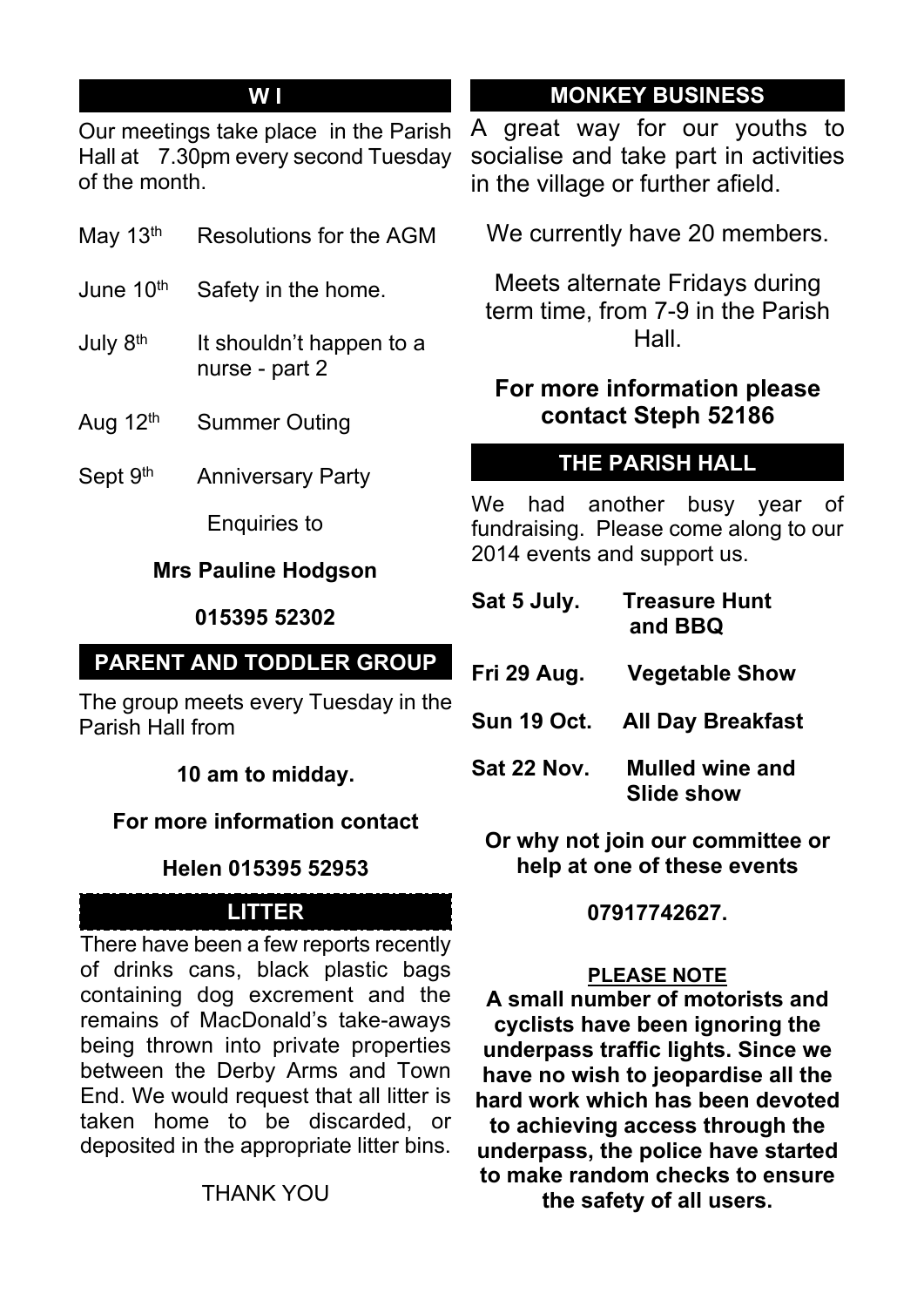## W I

Our meetings take place in the Parish Hall at 7.30pm every second Tuesday of the month.

| | |
|---|---|
| May 13th | Resolutions for the AGM |
| June 10th | Safety in the home. |
| July 8th | It shouldn't happen to a nurse - part 2 |
| Aug 12th | Summer Outing |
| Sept 9th | Anniversary Party |

Enquiries to

**Mrs Pauline Hodgson**

**015395 52302**

## PARENT AND TODDLER GROUP

The group meets every Tuesday in the Parish Hall from

**10 am to midday.**

**For more information contact**

**Helen 015395 52953**

## LITTER

There have been a few reports recently of drinks cans, black plastic bags containing dog excrement and the remains of MacDonald's take-aways being thrown into private properties between the Derby Arms and Town End. We would request that all litter is taken home to be discarded, or deposited in the appropriate litter bins.

THANK YOU

## MONKEY BUSINESS

A great way for our youths to socialise and take part in activities in the village or further afield.

We currently have 20 members.

Meets alternate Fridays during term time, from 7-9 in the Parish Hall.

**For more information please contact Steph 52186**

## THE PARISH HALL

We had another busy year of fundraising. Please come along to our 2014 events and support us.

| | |
|---|---|
| **Sat 5 July.** | **Treasure Hunt and BBQ** |
| **Fri 29 Aug.** | **Vegetable Show** |
| **Sun 19 Oct.** | **All Day Breakfast** |
| **Sat 22 Nov.** | **Mulled wine and Slide show** |

**Or why not join our committee or help at one of these events**

**07917742627.**

**PLEASE NOTE**

**A small number of motorists and cyclists have been ignoring the underpass traffic lights. Since we have no wish to jeopardise all the hard work which has been devoted to achieving access through the underpass, the police have started to make random checks to ensure the safety of all users.**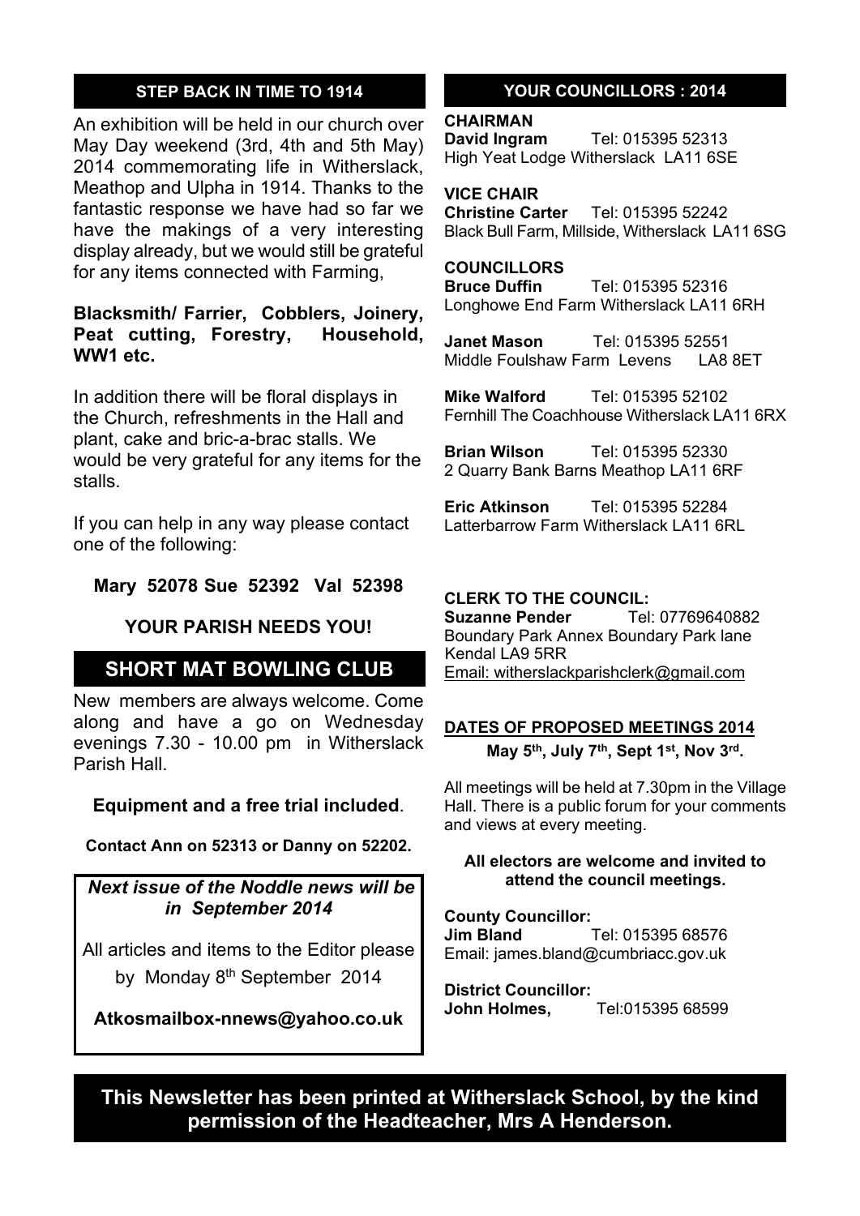## STEP BACK IN TIME TO 1914

An exhibition will be held in our church over May Day weekend (3rd, 4th and 5th May) 2014 commemorating life in Witherslack, Meathop and Ulpha in 1914. Thanks to the fantastic response we have had so far we have the makings of a very interesting display already, but we would still be grateful for any items connected with Farming,

**Blacksmith/ Farrier, Cobblers, Joinery, Peat cutting, Forestry, Household, WW1 etc.**

In addition there will be floral displays in the Church, refreshments in the Hall and plant, cake and bric-a-brac stalls. We would be very grateful for any items for the stalls.

If you can help in any way please contact one of the following:

**Mary 52078 Sue 52392 Val 52398**

**YOUR PARISH NEEDS YOU!**

## SHORT MAT BOWLING CLUB

New members are always welcome. Come along and have a go on Wednesday evenings 7.30 - 10.00 pm in Witherslack Parish Hall.

**Equipment and a free trial included**.

**Contact Ann on 52313 or Danny on 52202.**

***Next issue of the Noddle news will be in September 2014***

All articles and items to the Editor please by Monday 8th September 2014

**Atkosmailbox-nnews@yahoo.co.uk**

## YOUR COUNCILLORS : 2014

**CHAIRMAN**
**David Ingram** Tel: 015395 52313
High Yeat Lodge Witherslack LA11 6SE

**VICE CHAIR**
**Christine Carter** Tel: 015395 52242
Black Bull Farm, Millside, Witherslack LA11 6SG

**COUNCILLORS**
**Bruce Duffin** Tel: 015395 52316
Longhowe End Farm Witherslack LA11 6RH

**Janet Mason** Tel: 015395 52551
Middle Foulshaw Farm Levens LA8 8ET

**Mike Walford** Tel: 015395 52102
Fernhill The Coachhouse Witherslack LA11 6RX

**Brian Wilson** Tel: 015395 52330
2 Quarry Bank Barns Meathop LA11 6RF

**Eric Atkinson** Tel: 015395 52284
Latterbarrow Farm Witherslack LA11 6RL

**CLERK TO THE COUNCIL:**
**Suzanne Pender** Tel: 07769640882
Boundary Park Annex Boundary Park lane
Kendal LA9 5RR
Email: witherslackparishclerk@gmail.com

**DATES OF PROPOSED MEETINGS 2014**

**May 5th, July 7th, Sept 1st, Nov 3rd.**

All meetings will be held at 7.30pm in the Village Hall. There is a public forum for your comments and views at every meeting.

**All electors are welcome and invited to attend the council meetings.**

**County Councillor:**
**Jim Bland** Tel: 015395 68576
Email: james.bland@cumbriacc.gov.uk

**District Councillor:**
**John Holmes,** Tel:015395 68599

**This Newsletter has been printed at Witherslack School, by the kind permission of the Headteacher, Mrs A Henderson.**